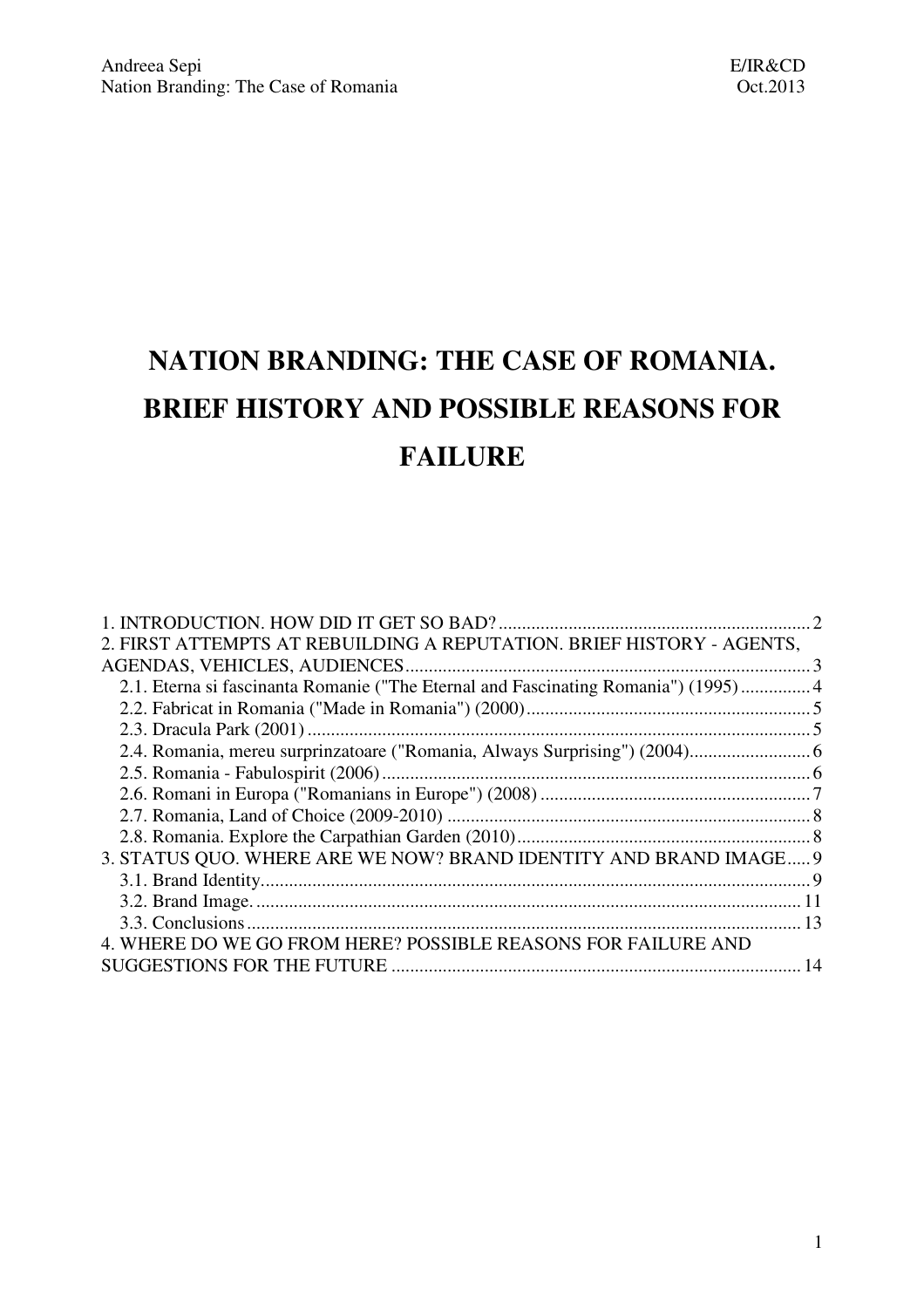# NATION BRANDING: THE CASE OF ROMANIA. BRIEF HISTORY AND POSSIBLE REASONS FOR FAILURE

1. INTRODUCTION. HOW DID IT GET SO BAD? ..... 2
2. FIRST ATTEMPTS AT REBUILDING A REPUTATION. BRIEF HISTORY - AGENTS, AGENDAS, VEHICLES, AUDIENCES ..... 3
   - 2.1. Eterna si fascinanta Romanie ("The Eternal and Fascinating Romania") (1995) ..... 4
   - 2.2. Fabricat in Romania ("Made in Romania") (2000) ..... 5
   - 2.3. Dracula Park (2001) ..... 5
   - 2.4. Romania, mereu surprinzatoare ("Romania, Always Surprising") (2004) ..... 6
   - 2.5. Romania - Fabulospirit (2006) ..... 6
   - 2.6. Romani in Europa ("Romanians in Europe") (2008) ..... 7
   - 2.7. Romania, Land of Choice (2009-2010) ..... 8
   - 2.8. Romania. Explore the Carpathian Garden (2010) ..... 8
3. STATUS QUO. WHERE ARE WE NOW? BRAND IDENTITY AND BRAND IMAGE ..... 9
   - 3.1. Brand Identity ..... 9
   - 3.2. Brand Image. ..... 11
   - 3.3. Conclusions ..... 13
4. WHERE DO WE GO FROM HERE? POSSIBLE REASONS FOR FAILURE AND SUGGESTIONS FOR THE FUTURE ..... 14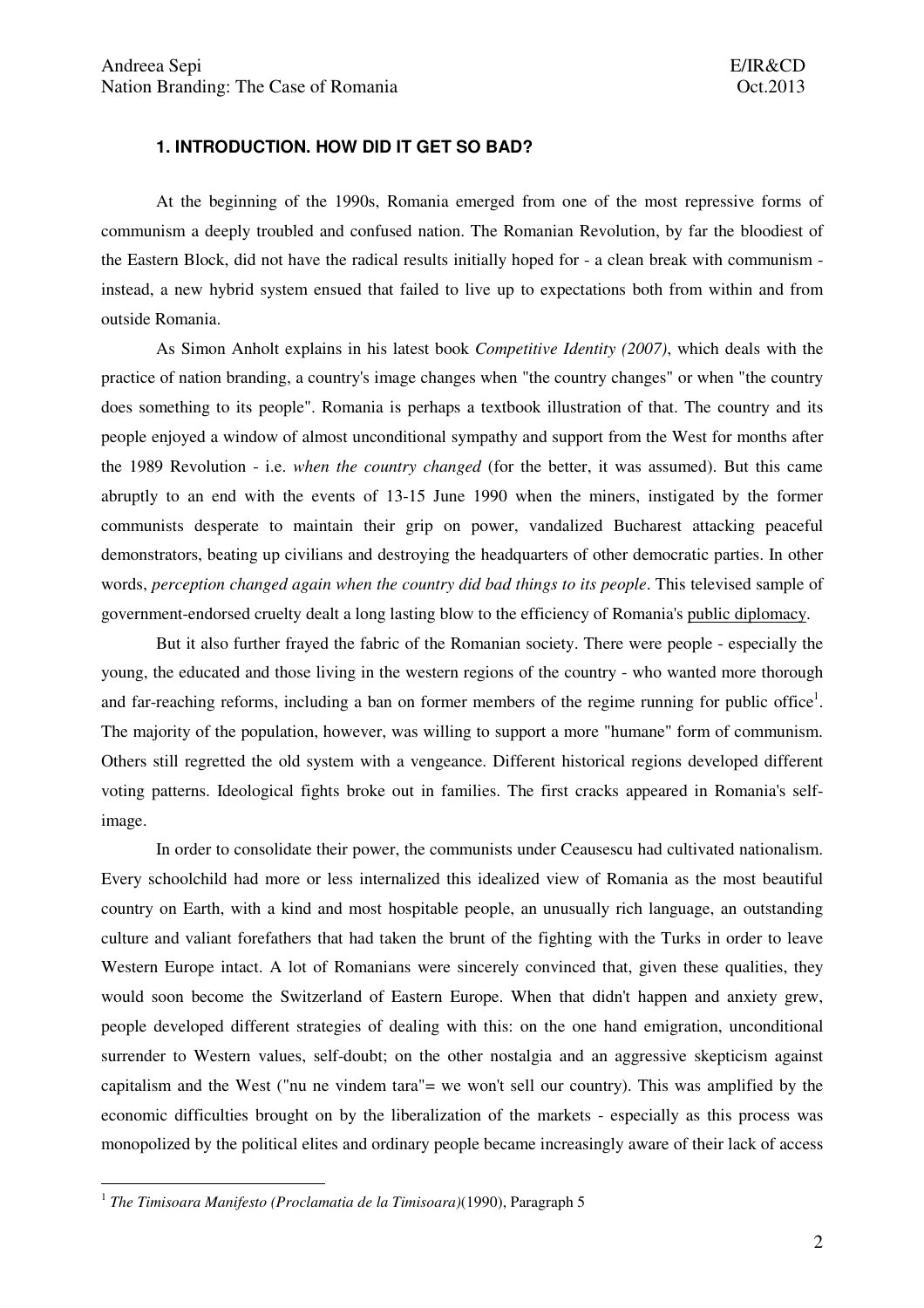### 1. INTRODUCTION. HOW DID IT GET SO BAD?

At the beginning of the 1990s, Romania emerged from one of the most repressive forms of communism a deeply troubled and confused nation. The Romanian Revolution, by far the bloodiest of the Eastern Block, did not have the radical results initially hoped for - a clean break with communism - instead, a new hybrid system ensued that failed to live up to expectations both from within and from outside Romania.

As Simon Anholt explains in his latest book *Competitive Identity (2007)*, which deals with the practice of nation branding, a country's image changes when "the country changes" or when "the country does something to its people". Romania is perhaps a textbook illustration of that. The country and its people enjoyed a window of almost unconditional sympathy and support from the West for months after the 1989 Revolution - i.e. *when the country changed* (for the better, it was assumed). But this came abruptly to an end with the events of 13-15 June 1990 when the miners, instigated by the former communists desperate to maintain their grip on power, vandalized Bucharest attacking peaceful demonstrators, beating up civilians and destroying the headquarters of other democratic parties. In other words, *perception changed again when the country did bad things to its people*. This televised sample of government-endorsed cruelty dealt a long lasting blow to the efficiency of Romania's public diplomacy.

But it also further frayed the fabric of the Romanian society. There were people - especially the young, the educated and those living in the western regions of the country - who wanted more thorough and far-reaching reforms, including a ban on former members of the regime running for public office[1]. The majority of the population, however, was willing to support a more "humane" form of communism. Others still regretted the old system with a vengeance. Different historical regions developed different voting patterns. Ideological fights broke out in families. The first cracks appeared in Romania's self-image.

In order to consolidate their power, the communists under Ceausescu had cultivated nationalism. Every schoolchild had more or less internalized this idealized view of Romania as the most beautiful country on Earth, with a kind and most hospitable people, an unusually rich language, an outstanding culture and valiant forefathers that had taken the brunt of the fighting with the Turks in order to leave Western Europe intact. A lot of Romanians were sincerely convinced that, given these qualities, they would soon become the Switzerland of Eastern Europe. When that didn't happen and anxiety grew, people developed different strategies of dealing with this: on the one hand emigration, unconditional surrender to Western values, self-doubt; on the other nostalgia and an aggressive skepticism against capitalism and the West ("nu ne vindem tara"= we won't sell our country). This was amplified by the economic difficulties brought on by the liberalization of the markets - especially as this process was monopolized by the political elites and ordinary people became increasingly aware of their lack of access

[1] *The Timisoara Manifesto (Proclamatia de la Timisoara)*(1990), Paragraph 5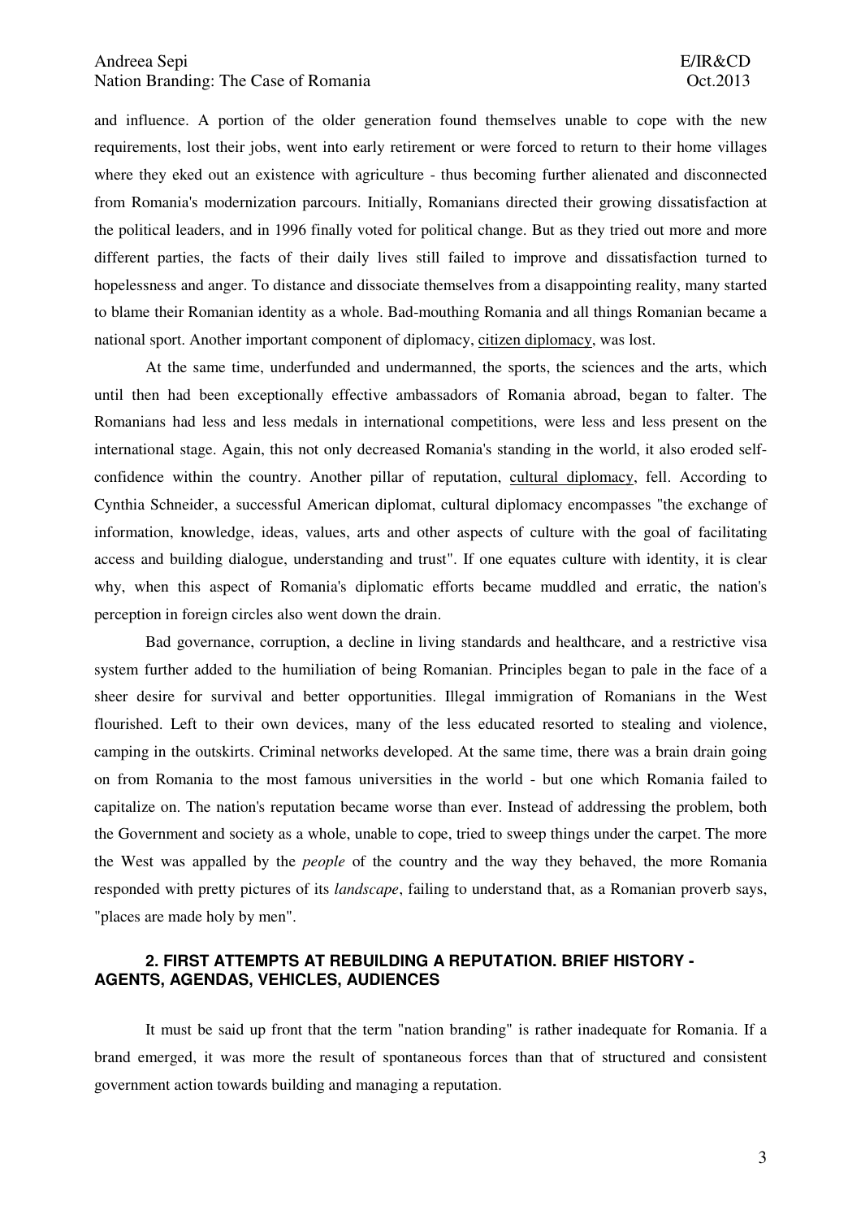and influence. A portion of the older generation found themselves unable to cope with the new requirements, lost their jobs, went into early retirement or were forced to return to their home villages where they eked out an existence with agriculture - thus becoming further alienated and disconnected from Romania's modernization parcours. Initially, Romanians directed their growing dissatisfaction at the political leaders, and in 1996 finally voted for political change. But as they tried out more and more different parties, the facts of their daily lives still failed to improve and dissatisfaction turned to hopelessness and anger. To distance and dissociate themselves from a disappointing reality, many started to blame their Romanian identity as a whole. Bad-mouthing Romania and all things Romanian became a national sport. Another important component of diplomacy, <u>citizen diplomacy</u>, was lost.

At the same time, underfunded and undermanned, the sports, the sciences and the arts, which until then had been exceptionally effective ambassadors of Romania abroad, began to falter. The Romanians had less and less medals in international competitions, were less and less present on the international stage. Again, this not only decreased Romania's standing in the world, it also eroded self-confidence within the country. Another pillar of reputation, <u>cultural diplomacy</u>, fell. According to Cynthia Schneider, a successful American diplomat, cultural diplomacy encompasses "the exchange of information, knowledge, ideas, values, arts and other aspects of culture with the goal of facilitating access and building dialogue, understanding and trust". If one equates culture with identity, it is clear why, when this aspect of Romania's diplomatic efforts became muddled and erratic, the nation's perception in foreign circles also went down the drain.

Bad governance, corruption, a decline in living standards and healthcare, and a restrictive visa system further added to the humiliation of being Romanian. Principles began to pale in the face of a sheer desire for survival and better opportunities. Illegal immigration of Romanians in the West flourished. Left to their own devices, many of the less educated resorted to stealing and violence, camping in the outskirts. Criminal networks developed. At the same time, there was a brain drain going on from Romania to the most famous universities in the world - but one which Romania failed to capitalize on. The nation's reputation became worse than ever. Instead of addressing the problem, both the Government and society as a whole, unable to cope, tried to sweep things under the carpet. The more the West was appalled by the *people* of the country and the way they behaved, the more Romania responded with pretty pictures of its *landscape*, failing to understand that, as a Romanian proverb says, "places are made holy by men".

## 2. FIRST ATTEMPTS AT REBUILDING A REPUTATION. BRIEF HISTORY - AGENTS, AGENDAS, VEHICLES, AUDIENCES

It must be said up front that the term "nation branding" is rather inadequate for Romania. If a brand emerged, it was more the result of spontaneous forces than that of structured and consistent government action towards building and managing a reputation.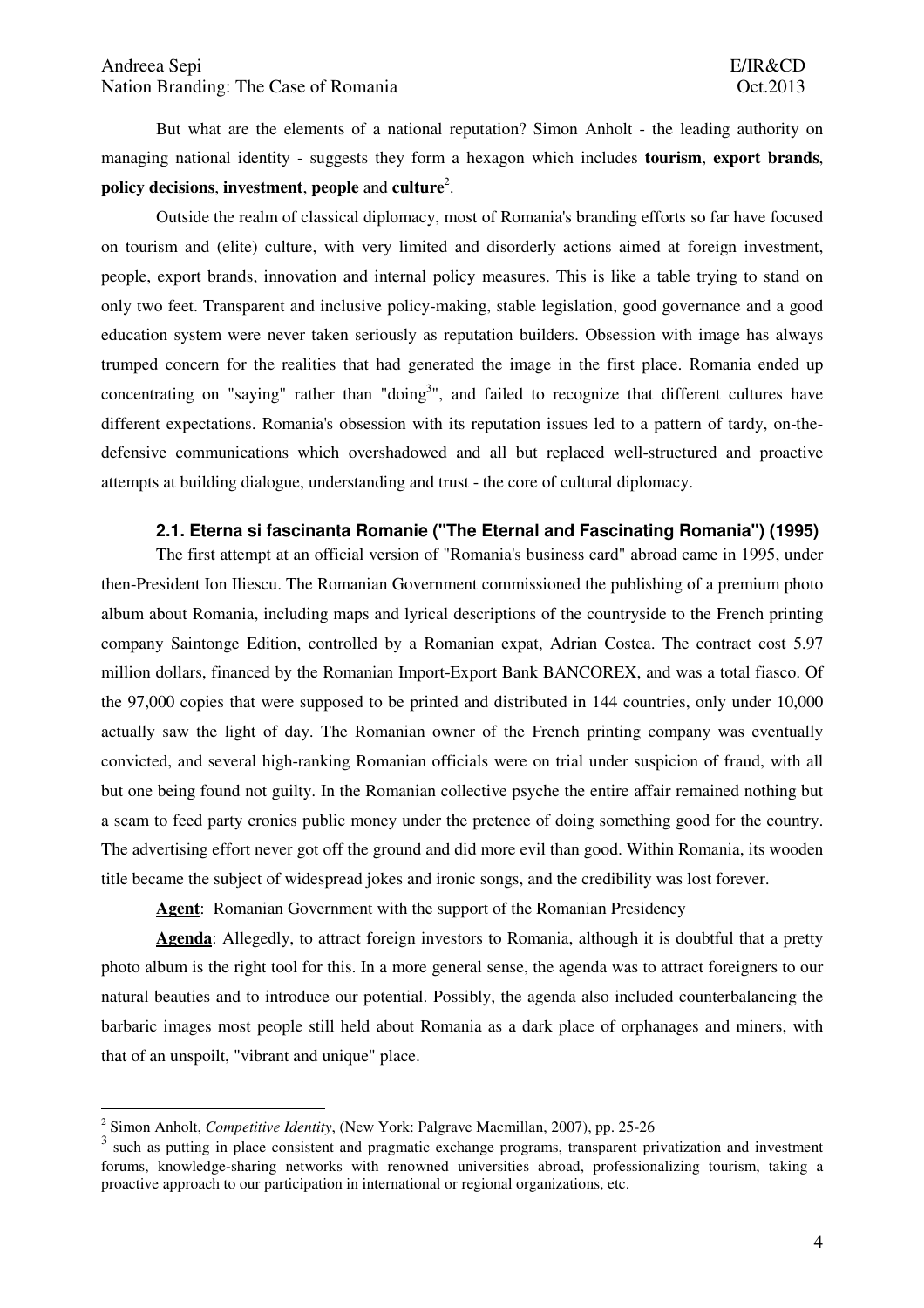But what are the elements of a national reputation? Simon Anholt - the leading authority on managing national identity - suggests they form a hexagon which includes **tourism**, **export brands**, **policy decisions**, **investment**, **people** and **culture**[2].

Outside the realm of classical diplomacy, most of Romania's branding efforts so far have focused on tourism and (elite) culture, with very limited and disorderly actions aimed at foreign investment, people, export brands, innovation and internal policy measures. This is like a table trying to stand on only two feet. Transparent and inclusive policy-making, stable legislation, good governance and a good education system were never taken seriously as reputation builders. Obsession with image has always trumped concern for the realities that had generated the image in the first place. Romania ended up concentrating on "saying" rather than "doing[3]", and failed to recognize that different cultures have different expectations. Romania's obsession with its reputation issues led to a pattern of tardy, on-the-defensive communications which overshadowed and all but replaced well-structured and proactive attempts at building dialogue, understanding and trust - the core of cultural diplomacy.

### 2.1. Eterna si fascinanta Romanie ("The Eternal and Fascinating Romania") (1995)

The first attempt at an official version of "Romania's business card" abroad came in 1995, under then-President Ion Iliescu. The Romanian Government commissioned the publishing of a premium photo album about Romania, including maps and lyrical descriptions of the countryside to the French printing company Saintonge Edition, controlled by a Romanian expat, Adrian Costea. The contract cost 5.97 million dollars, financed by the Romanian Import-Export Bank BANCOREX, and was a total fiasco. Of the 97,000 copies that were supposed to be printed and distributed in 144 countries, only under 10,000 actually saw the light of day. The Romanian owner of the French printing company was eventually convicted, and several high-ranking Romanian officials were on trial under suspicion of fraud, with all but one being found not guilty. In the Romanian collective psyche the entire affair remained nothing but a scam to feed party cronies public money under the pretence of doing something good for the country. The advertising effort never got off the ground and did more evil than good. Within Romania, its wooden title became the subject of widespread jokes and ironic songs, and the credibility was lost forever.

**Agent**: Romanian Government with the support of the Romanian Presidency

**Agenda**: Allegedly, to attract foreign investors to Romania, although it is doubtful that a pretty photo album is the right tool for this. In a more general sense, the agenda was to attract foreigners to our natural beauties and to introduce our potential. Possibly, the agenda also included counterbalancing the barbaric images most people still held about Romania as a dark place of orphanages and miners, with that of an unspoilt, "vibrant and unique" place.

---

[2] Simon Anholt, *Competitive Identity*, (New York: Palgrave Macmillan, 2007), pp. 25-26

[3] such as putting in place consistent and pragmatic exchange programs, transparent privatization and investment forums, knowledge-sharing networks with renowned universities abroad, professionalizing tourism, taking a proactive approach to our participation in international or regional organizations, etc.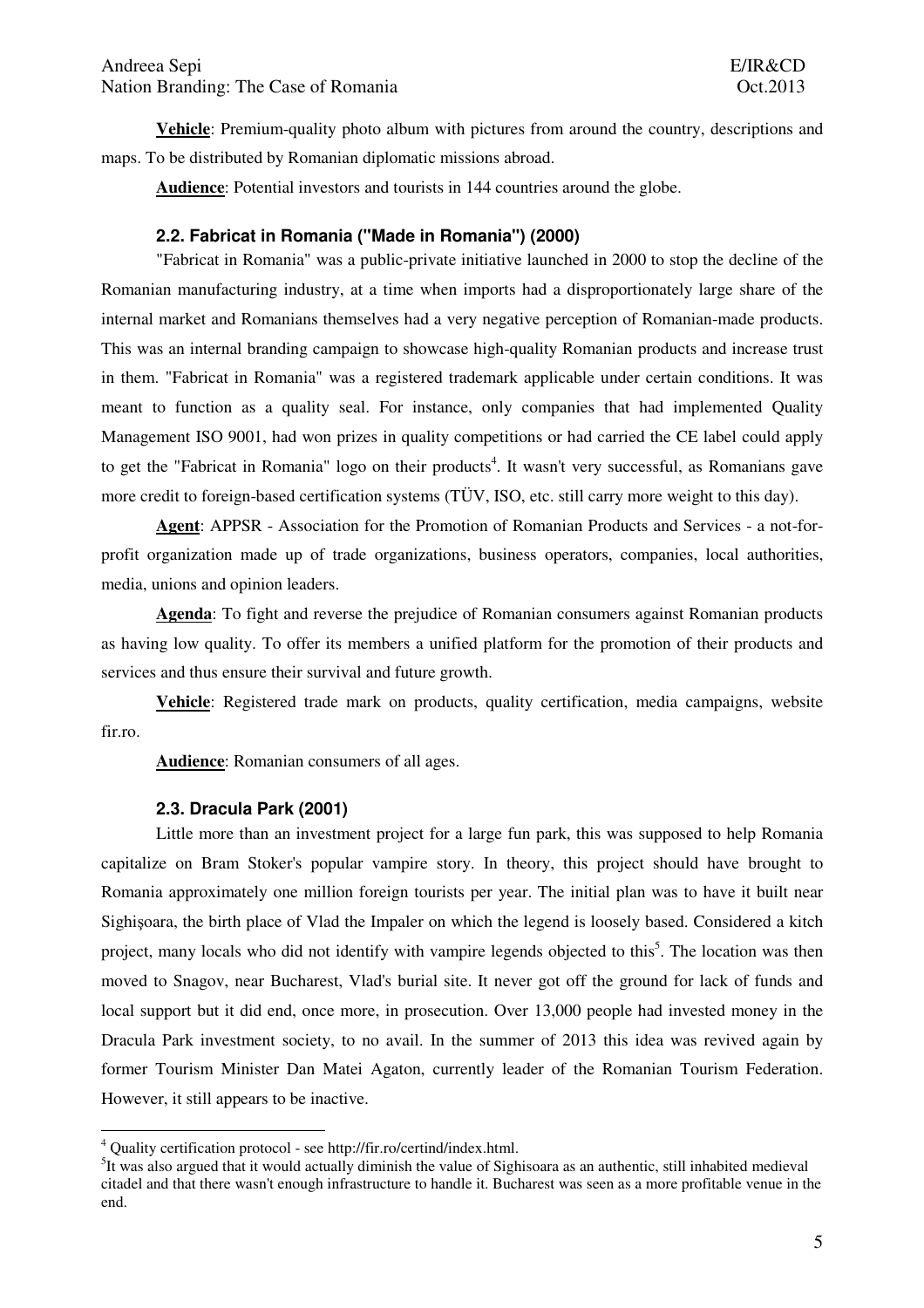**Vehicle**: Premium-quality photo album with pictures from around the country, descriptions and maps. To be distributed by Romanian diplomatic missions abroad.

**Audience**: Potential investors and tourists in 144 countries around the globe.

### 2.2. Fabricat in Romania ("Made in Romania") (2000)

"Fabricat in Romania" was a public-private initiative launched in 2000 to stop the decline of the Romanian manufacturing industry, at a time when imports had a disproportionately large share of the internal market and Romanians themselves had a very negative perception of Romanian-made products. This was an internal branding campaign to showcase high-quality Romanian products and increase trust in them. "Fabricat in Romania" was a registered trademark applicable under certain conditions. It was meant to function as a quality seal. For instance, only companies that had implemented Quality Management ISO 9001, had won prizes in quality competitions or had carried the CE label could apply to get the "Fabricat in Romania" logo on their products[4]. It wasn't very successful, as Romanians gave more credit to foreign-based certification systems (TÜV, ISO, etc. still carry more weight to this day).

**Agent**: APPSR - Association for the Promotion of Romanian Products and Services - a not-for-profit organization made up of trade organizations, business operators, companies, local authorities, media, unions and opinion leaders.

**Agenda**: To fight and reverse the prejudice of Romanian consumers against Romanian products as having low quality. To offer its members a unified platform for the promotion of their products and services and thus ensure their survival and future growth.

**Vehicle**: Registered trade mark on products, quality certification, media campaigns, website fir.ro.

**Audience**: Romanian consumers of all ages.

### 2.3. Dracula Park (2001)

Little more than an investment project for a large fun park, this was supposed to help Romania capitalize on Bram Stoker's popular vampire story. In theory, this project should have brought to Romania approximately one million foreign tourists per year. The initial plan was to have it built near Sighişoara, the birth place of Vlad the Impaler on which the legend is loosely based. Considered a kitch project, many locals who did not identify with vampire legends objected to this[5]. The location was then moved to Snagov, near Bucharest, Vlad's burial site. It never got off the ground for lack of funds and local support but it did end, once more, in prosecution. Over 13,000 people had invested money in the Dracula Park investment society, to no avail. In the summer of 2013 this idea was revived again by former Tourism Minister Dan Matei Agaton, currently leader of the Romanian Tourism Federation. However, it still appears to be inactive.

---

[4] Quality certification protocol - see http://fir.ro/certind/index.html.

[5] It was also argued that it would actually diminish the value of Sighisoara as an authentic, still inhabited medieval citadel and that there wasn't enough infrastructure to handle it. Bucharest was seen as a more profitable venue in the end.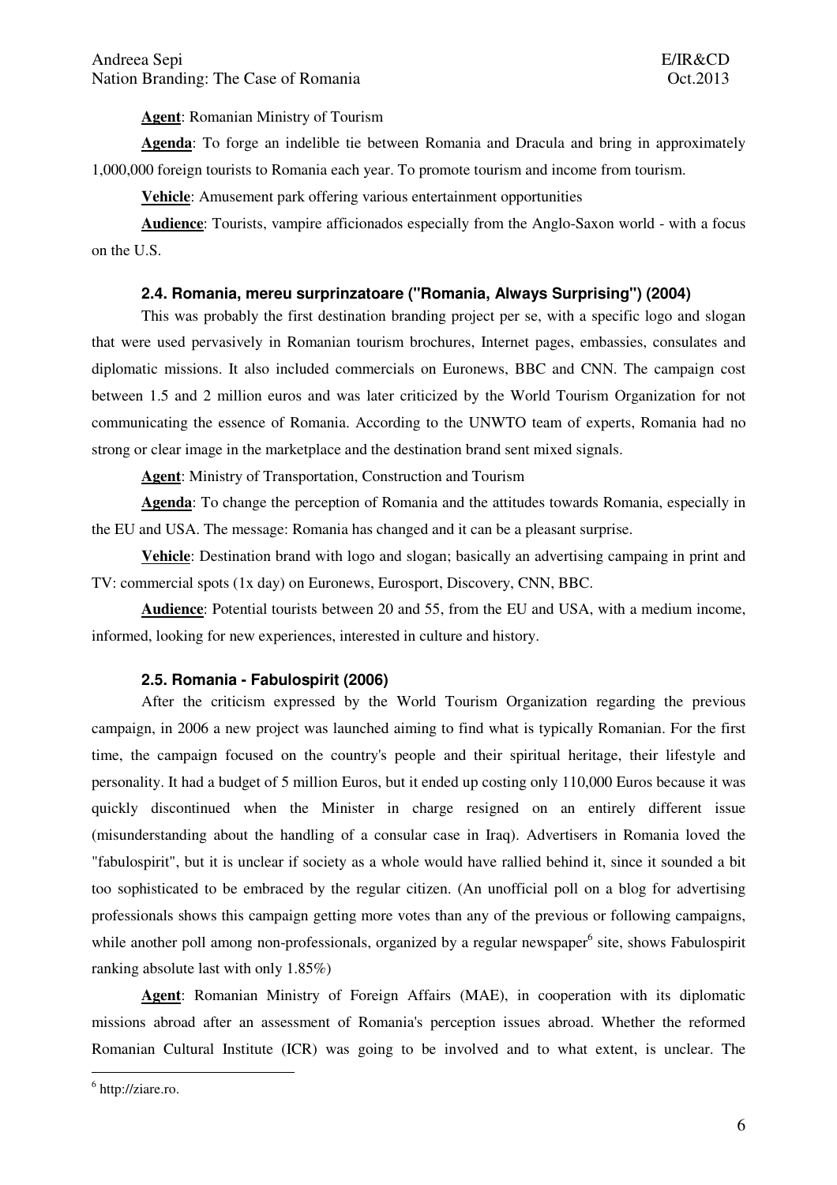**Agent**: Romanian Ministry of Tourism

**Agenda**: To forge an indelible tie between Romania and Dracula and bring in approximately 1,000,000 foreign tourists to Romania each year. To promote tourism and income from tourism.

**Vehicle**: Amusement park offering various entertainment opportunities

**Audience**: Tourists, vampire afficionados especially from the Anglo-Saxon world - with a focus on the U.S.

### 2.4. Romania, mereu surprinzatoare ("Romania, Always Surprising") (2004)

This was probably the first destination branding project per se, with a specific logo and slogan that were used pervasively in Romanian tourism brochures, Internet pages, embassies, consulates and diplomatic missions. It also included commercials on Euronews, BBC and CNN. The campaign cost between 1.5 and 2 million euros and was later criticized by the World Tourism Organization for not communicating the essence of Romania. According to the UNWTO team of experts, Romania had no strong or clear image in the marketplace and the destination brand sent mixed signals.

**Agent**: Ministry of Transportation, Construction and Tourism

**Agenda**: To change the perception of Romania and the attitudes towards Romania, especially in the EU and USA. The message: Romania has changed and it can be a pleasant surprise.

**Vehicle**: Destination brand with logo and slogan; basically an advertising campaing in print and TV: commercial spots (1x day) on Euronews, Eurosport, Discovery, CNN, BBC.

**Audience**: Potential tourists between 20 and 55, from the EU and USA, with a medium income, informed, looking for new experiences, interested in culture and history.

### 2.5. Romania - Fabulospirit (2006)

After the criticism expressed by the World Tourism Organization regarding the previous campaign, in 2006 a new project was launched aiming to find what is typically Romanian. For the first time, the campaign focused on the country's people and their spiritual heritage, their lifestyle and personality. It had a budget of 5 million Euros, but it ended up costing only 110,000 Euros because it was quickly discontinued when the Minister in charge resigned on an entirely different issue (misunderstanding about the handling of a consular case in Iraq). Advertisers in Romania loved the "fabulospirit", but it is unclear if society as a whole would have rallied behind it, since it sounded a bit too sophisticated to be embraced by the regular citizen. (An unofficial poll on a blog for advertising professionals shows this campaign getting more votes than any of the previous or following campaigns, while another poll among non-professionals, organized by a regular newspaper[6] site, shows Fabulospirit ranking absolute last with only 1.85%)

**Agent**: Romanian Ministry of Foreign Affairs (MAE), in cooperation with its diplomatic missions abroad after an assessment of Romania's perception issues abroad. Whether the reformed Romanian Cultural Institute (ICR) was going to be involved and to what extent, is unclear. The

[6] http://ziare.ro.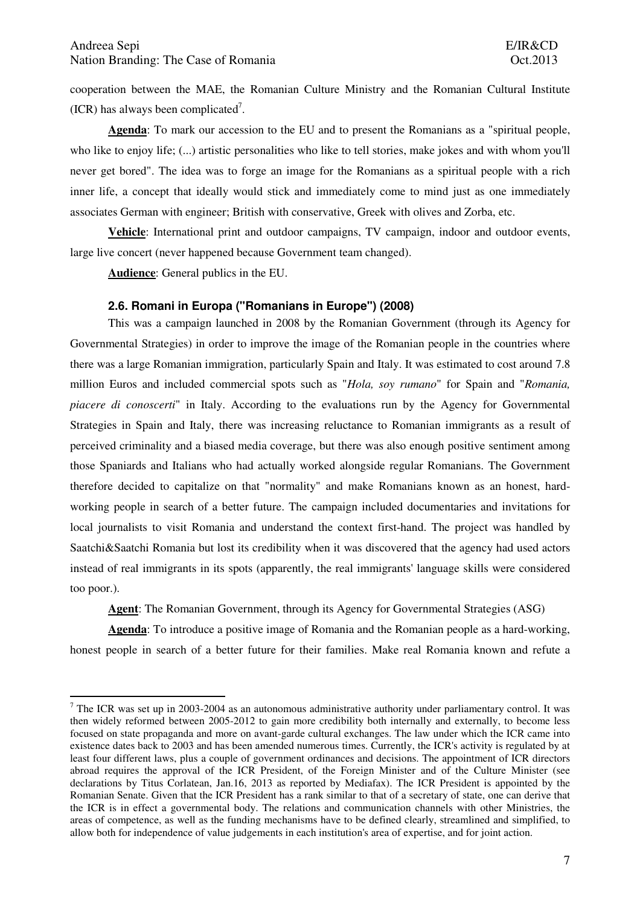cooperation between the MAE, the Romanian Culture Ministry and the Romanian Cultural Institute (ICR) has always been complicated[7].

**Agenda**: To mark our accession to the EU and to present the Romanians as a "spiritual people, who like to enjoy life; (...) artistic personalities who like to tell stories, make jokes and with whom you'll never get bored". The idea was to forge an image for the Romanians as a spiritual people with a rich inner life, a concept that ideally would stick and immediately come to mind just as one immediately associates German with engineer; British with conservative, Greek with olives and Zorba, etc.

**Vehicle**: International print and outdoor campaigns, TV campaign, indoor and outdoor events, large live concert (never happened because Government team changed).

**Audience**: General publics in the EU.

### 2.6. Romani in Europa ("Romanians in Europe") (2008)

This was a campaign launched in 2008 by the Romanian Government (through its Agency for Governmental Strategies) in order to improve the image of the Romanian people in the countries where there was a large Romanian immigration, particularly Spain and Italy. It was estimated to cost around 7.8 million Euros and included commercial spots such as "*Hola, soy rumano*" for Spain and "*Romania, piacere di conoscerti*" in Italy. According to the evaluations run by the Agency for Governmental Strategies in Spain and Italy, there was increasing reluctance to Romanian immigrants as a result of perceived criminality and a biased media coverage, but there was also enough positive sentiment among those Spaniards and Italians who had actually worked alongside regular Romanians. The Government therefore decided to capitalize on that "normality" and make Romanians known as an honest, hard-working people in search of a better future. The campaign included documentaries and invitations for local journalists to visit Romania and understand the context first-hand. The project was handled by Saatchi&Saatchi Romania but lost its credibility when it was discovered that the agency had used actors instead of real immigrants in its spots (apparently, the real immigrants' language skills were considered too poor.).

**Agent**: The Romanian Government, through its Agency for Governmental Strategies (ASG)

**Agenda**: To introduce a positive image of Romania and the Romanian people as a hard-working, honest people in search of a better future for their families. Make real Romania known and refute a

---

[7] The ICR was set up in 2003-2004 as an autonomous administrative authority under parliamentary control. It was then widely reformed between 2005-2012 to gain more credibility both internally and externally, to become less focused on state propaganda and more on avant-garde cultural exchanges. The law under which the ICR came into existence dates back to 2003 and has been amended numerous times. Currently, the ICR's activity is regulated by at least four different laws, plus a couple of government ordinances and decisions. The appointment of ICR directors abroad requires the approval of the ICR President, of the Foreign Minister and of the Culture Minister (see declarations by Titus Corlatean, Jan.16, 2013 as reported by Mediafax). The ICR President is appointed by the Romanian Senate. Given that the ICR President has a rank similar to that of a secretary of state, one can derive that the ICR is in effect a governmental body. The relations and communication channels with other Ministries, the areas of competence, as well as the funding mechanisms have to be defined clearly, streamlined and simplified, to allow both for independence of value judgements in each institution's area of expertise, and for joint action.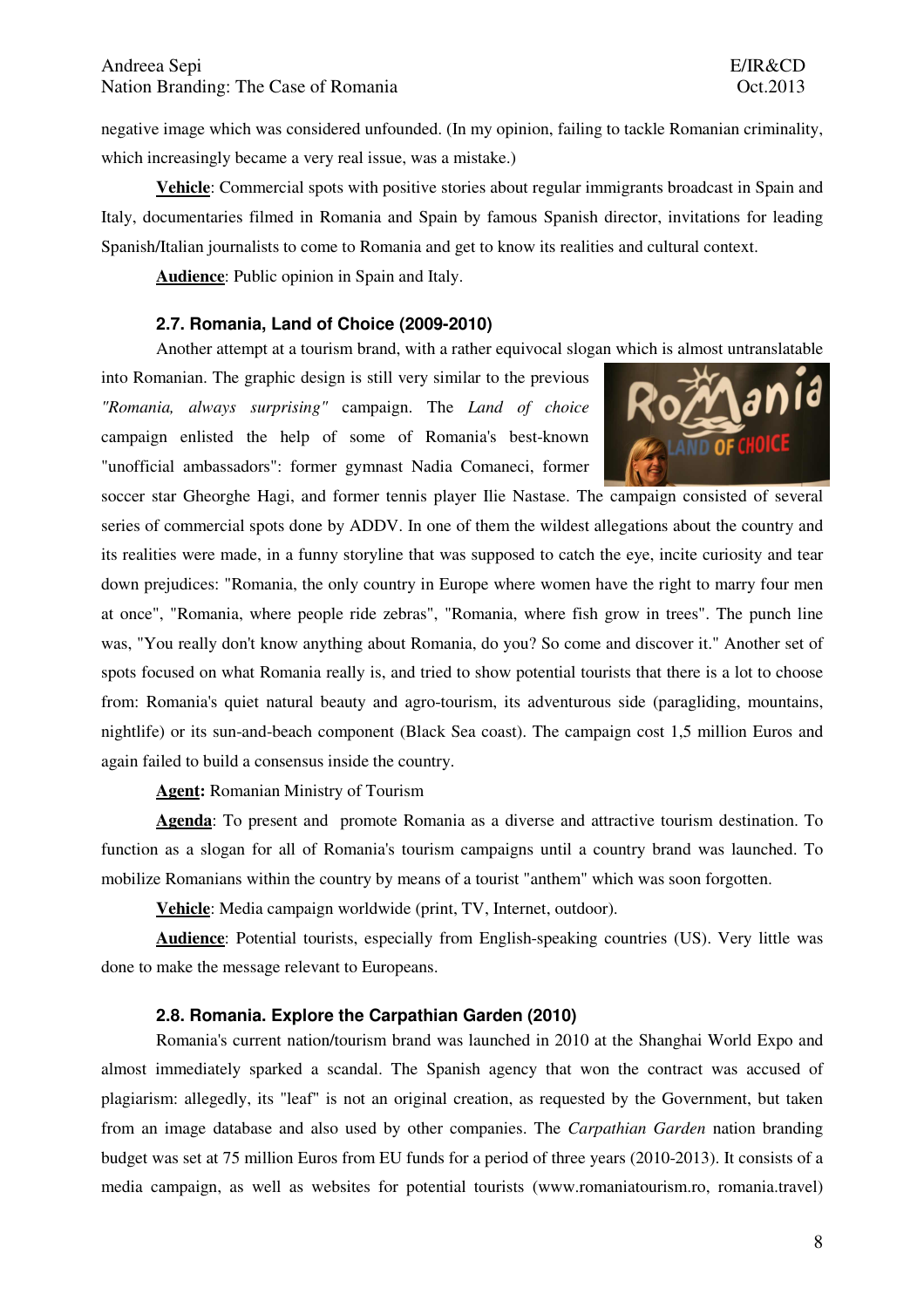negative image which was considered unfounded. (In my opinion, failing to tackle Romanian criminality, which increasingly became a very real issue, was a mistake.)

**Vehicle**: Commercial spots with positive stories about regular immigrants broadcast in Spain and Italy, documentaries filmed in Romania and Spain by famous Spanish director, invitations for leading Spanish/Italian journalists to come to Romania and get to know its realities and cultural context.

**Audience**: Public opinion in Spain and Italy.

### 2.7. Romania, Land of Choice (2009-2010)

Another attempt at a tourism brand, with a rather equivocal slogan which is almost untranslatable into Romanian. The graphic design is still very similar to the previous *"Romania, always surprising"* campaign. The *Land of choice* campaign enlisted the help of some of Romania's best-known "unofficial ambassadors": former gymnast Nadia Comaneci, former soccer star Gheorghe Hagi, and former tennis player Ilie Nastase. The campaign consisted of several series of commercial spots done by ADDV. In one of them the wildest allegations about the country and its realities were made, in a funny storyline that was supposed to catch the eye, incite curiosity and tear down prejudices: "Romania, the only country in Europe where women have the right to marry four men at once", "Romania, where people ride zebras", "Romania, where fish grow in trees". The punch line was, "You really don't know anything about Romania, do you? So come and discover it." Another set of spots focused on what Romania really is, and tried to show potential tourists that there is a lot to choose from: Romania's quiet natural beauty and agro-tourism, its adventurous side (paragliding, mountains, nightlife) or its sun-and-beach component (Black Sea coast). The campaign cost 1,5 million Euros and again failed to build a consensus inside the country.

**Agent:** Romanian Ministry of Tourism

**Agenda**: To present and promote Romania as a diverse and attractive tourism destination. To function as a slogan for all of Romania's tourism campaigns until a country brand was launched. To mobilize Romanians within the country by means of a tourist "anthem" which was soon forgotten.

**Vehicle**: Media campaign worldwide (print, TV, Internet, outdoor).

**Audience**: Potential tourists, especially from English-speaking countries (US). Very little was done to make the message relevant to Europeans.

### 2.8. Romania. Explore the Carpathian Garden (2010)

Romania's current nation/tourism brand was launched in 2010 at the Shanghai World Expo and almost immediately sparked a scandal. The Spanish agency that won the contract was accused of plagiarism: allegedly, its "leaf" is not an original creation, as requested by the Government, but taken from an image database and also used by other companies. The *Carpathian Garden* nation branding budget was set at 75 million Euros from EU funds for a period of three years (2010-2013). It consists of a media campaign, as well as websites for potential tourists (www.romaniatourism.ro, romania.travel)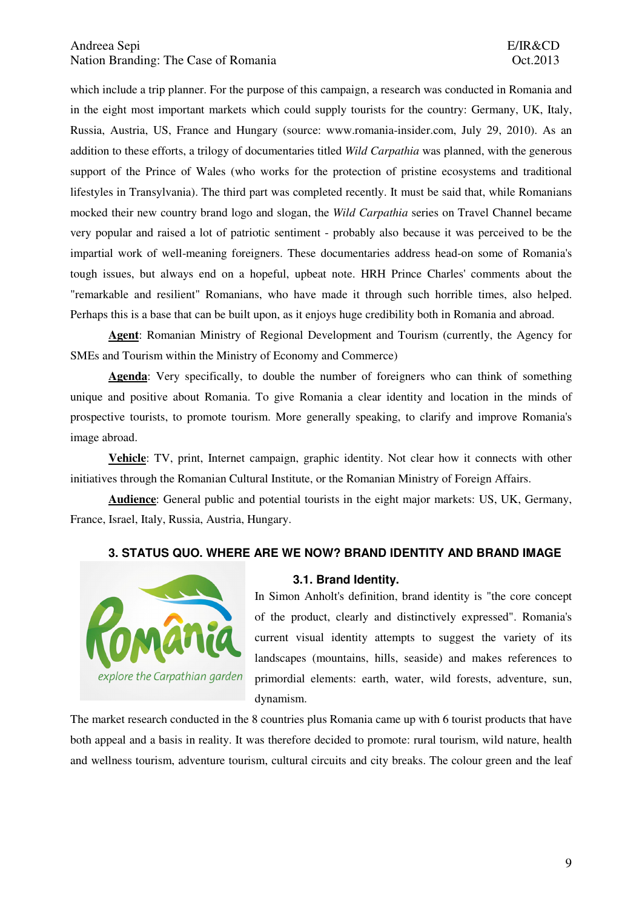which include a trip planner. For the purpose of this campaign, a research was conducted in Romania and in the eight most important markets which could supply tourists for the country: Germany, UK, Italy, Russia, Austria, US, France and Hungary (source: www.romania-insider.com, July 29, 2010). As an addition to these efforts, a trilogy of documentaries titled *Wild Carpathia* was planned, with the generous support of the Prince of Wales (who works for the protection of pristine ecosystems and traditional lifestyles in Transylvania). The third part was completed recently. It must be said that, while Romanians mocked their new country brand logo and slogan, the *Wild Carpathia* series on Travel Channel became very popular and raised a lot of patriotic sentiment - probably also because it was perceived to be the impartial work of well-meaning foreigners. These documentaries address head-on some of Romania's tough issues, but always end on a hopeful, upbeat note. HRH Prince Charles' comments about the "remarkable and resilient" Romanians, who have made it through such horrible times, also helped. Perhaps this is a base that can be built upon, as it enjoys huge credibility both in Romania and abroad.

**Agent**: Romanian Ministry of Regional Development and Tourism (currently, the Agency for SMEs and Tourism within the Ministry of Economy and Commerce)

**Agenda**: Very specifically, to double the number of foreigners who can think of something unique and positive about Romania. To give Romania a clear identity and location in the minds of prospective tourists, to promote tourism. More generally speaking, to clarify and improve Romania's image abroad.

**Vehicle**: TV, print, Internet campaign, graphic identity. Not clear how it connects with other initiatives through the Romanian Cultural Institute, or the Romanian Ministry of Foreign Affairs.

**Audience**: General public and potential tourists in the eight major markets: US, UK, Germany, France, Israel, Italy, Russia, Austria, Hungary.

## 3. STATUS QUO. WHERE ARE WE NOW? BRAND IDENTITY AND BRAND IMAGE

### 3.1. Brand Identity.

România

explore the Carpathian garden

In Simon Anholt's definition, brand identity is "the core concept of the product, clearly and distinctively expressed". Romania's current visual identity attempts to suggest the variety of its landscapes (mountains, hills, seaside) and makes references to primordial elements: earth, water, wild forests, adventure, sun, dynamism.

The market research conducted in the 8 countries plus Romania came up with 6 tourist products that have both appeal and a basis in reality. It was therefore decided to promote: rural tourism, wild nature, health and wellness tourism, adventure tourism, cultural circuits and city breaks. The colour green and the leaf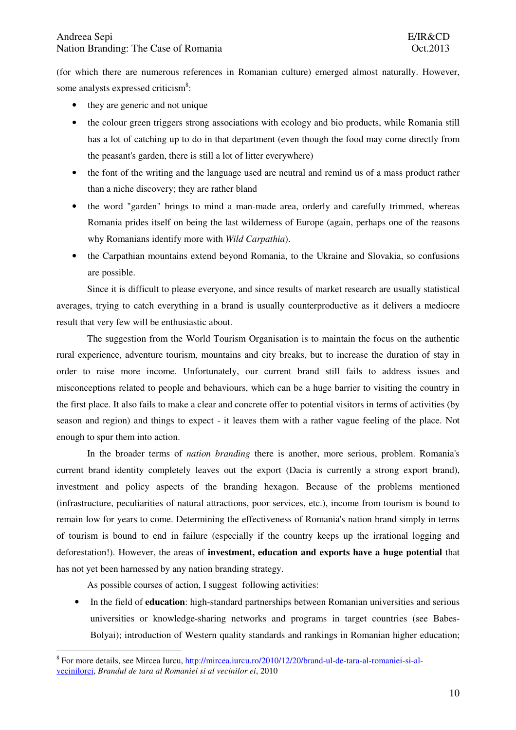(for which there are numerous references in Romanian culture) emerged almost naturally. However, some analysts expressed criticism[8]:

- they are generic and not unique
- the colour green triggers strong associations with ecology and bio products, while Romania still has a lot of catching up to do in that department (even though the food may come directly from the peasant's garden, there is still a lot of litter everywhere)
- the font of the writing and the language used are neutral and remind us of a mass product rather than a niche discovery; they are rather bland
- the word "garden" brings to mind a man-made area, orderly and carefully trimmed, whereas Romania prides itself on being the last wilderness of Europe (again, perhaps one of the reasons why Romanians identify more with *Wild Carpathia*).
- the Carpathian mountains extend beyond Romania, to the Ukraine and Slovakia, so confusions are possible.

Since it is difficult to please everyone, and since results of market research are usually statistical averages, trying to catch everything in a brand is usually counterproductive as it delivers a mediocre result that very few will be enthusiastic about.

The suggestion from the World Tourism Organisation is to maintain the focus on the authentic rural experience, adventure tourism, mountains and city breaks, but to increase the duration of stay in order to raise more income. Unfortunately, our current brand still fails to address issues and misconceptions related to people and behaviours, which can be a huge barrier to visiting the country in the first place. It also fails to make a clear and concrete offer to potential visitors in terms of activities (by season and region) and things to expect - it leaves them with a rather vague feeling of the place. Not enough to spur them into action.

In the broader terms of *nation branding* there is another, more serious, problem. Romania's current brand identity completely leaves out the export (Dacia is currently a strong export brand), investment and policy aspects of the branding hexagon. Because of the problems mentioned (infrastructure, peculiarities of natural attractions, poor services, etc.), income from tourism is bound to remain low for years to come. Determining the effectiveness of Romania's nation brand simply in terms of tourism is bound to end in failure (especially if the country keeps up the irrational logging and deforestation!). However, the areas of **investment, education and exports have a huge potential** that has not yet been harnessed by any nation branding strategy.

As possible courses of action, I suggest following activities:

- In the field of **education**: high-standard partnerships between Romanian universities and serious universities or knowledge-sharing networks and programs in target countries (see Babes-Bolyai); introduction of Western quality standards and rankings in Romanian higher education;

---

[8] For more details, see Mircea Iurcu, http://mircea.iurcu.ro/2010/12/20/brand-ul-de-tara-al-romaniei-si-al-vecinilorei, *Brandul de tara al Romaniei si al vecinilor ei*, 2010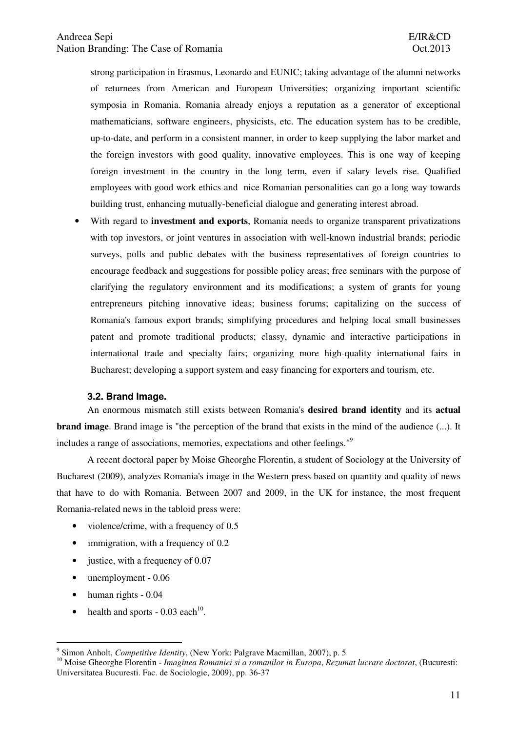strong participation in Erasmus, Leonardo and EUNIC; taking advantage of the alumni networks of returnees from American and European Universities; organizing important scientific symposia in Romania. Romania already enjoys a reputation as a generator of exceptional mathematicians, software engineers, physicists, etc. The education system has to be credible, up-to-date, and perform in a consistent manner, in order to keep supplying the labor market and the foreign investors with good quality, innovative employees. This is one way of keeping foreign investment in the country in the long term, even if salary levels rise. Qualified employees with good work ethics and nice Romanian personalities can go a long way towards building trust, enhancing mutually-beneficial dialogue and generating interest abroad.

- With regard to **investment and exports**, Romania needs to organize transparent privatizations with top investors, or joint ventures in association with well-known industrial brands; periodic surveys, polls and public debates with the business representatives of foreign countries to encourage feedback and suggestions for possible policy areas; free seminars with the purpose of clarifying the regulatory environment and its modifications; a system of grants for young entrepreneurs pitching innovative ideas; business forums; capitalizing on the success of Romania's famous export brands; simplifying procedures and helping local small businesses patent and promote traditional products; classy, dynamic and interactive participations in international trade and specialty fairs; organizing more high-quality international fairs in Bucharest; developing a support system and easy financing for exporters and tourism, etc.

### 3.2. Brand Image.

An enormous mismatch still exists between Romania's **desired brand identity** and its **actual brand image**. Brand image is "the perception of the brand that exists in the mind of the audience (...). It includes a range of associations, memories, expectations and other feelings."[9]

A recent doctoral paper by Moise Gheorghe Florentin, a student of Sociology at the University of Bucharest (2009), analyzes Romania's image in the Western press based on quantity and quality of news that have to do with Romania. Between 2007 and 2009, in the UK for instance, the most frequent Romania-related news in the tabloid press were:

- violence/crime, with a frequency of 0.5
- immigration, with a frequency of 0.2
- justice, with a frequency of 0.07
- unemployment - 0.06
- human rights - 0.04
- health and sports - 0.03 each[10].

---

[9] Simon Anholt, *Competitive Identity*, (New York: Palgrave Macmillan, 2007), p. 5

[10] Moise Gheorghe Florentin - *Imaginea Romaniei si a romanilor in Europa*, *Rezumat lucrare doctorat*, (Bucuresti: Universitatea Bucuresti. Fac. de Sociologie, 2009), pp. 36-37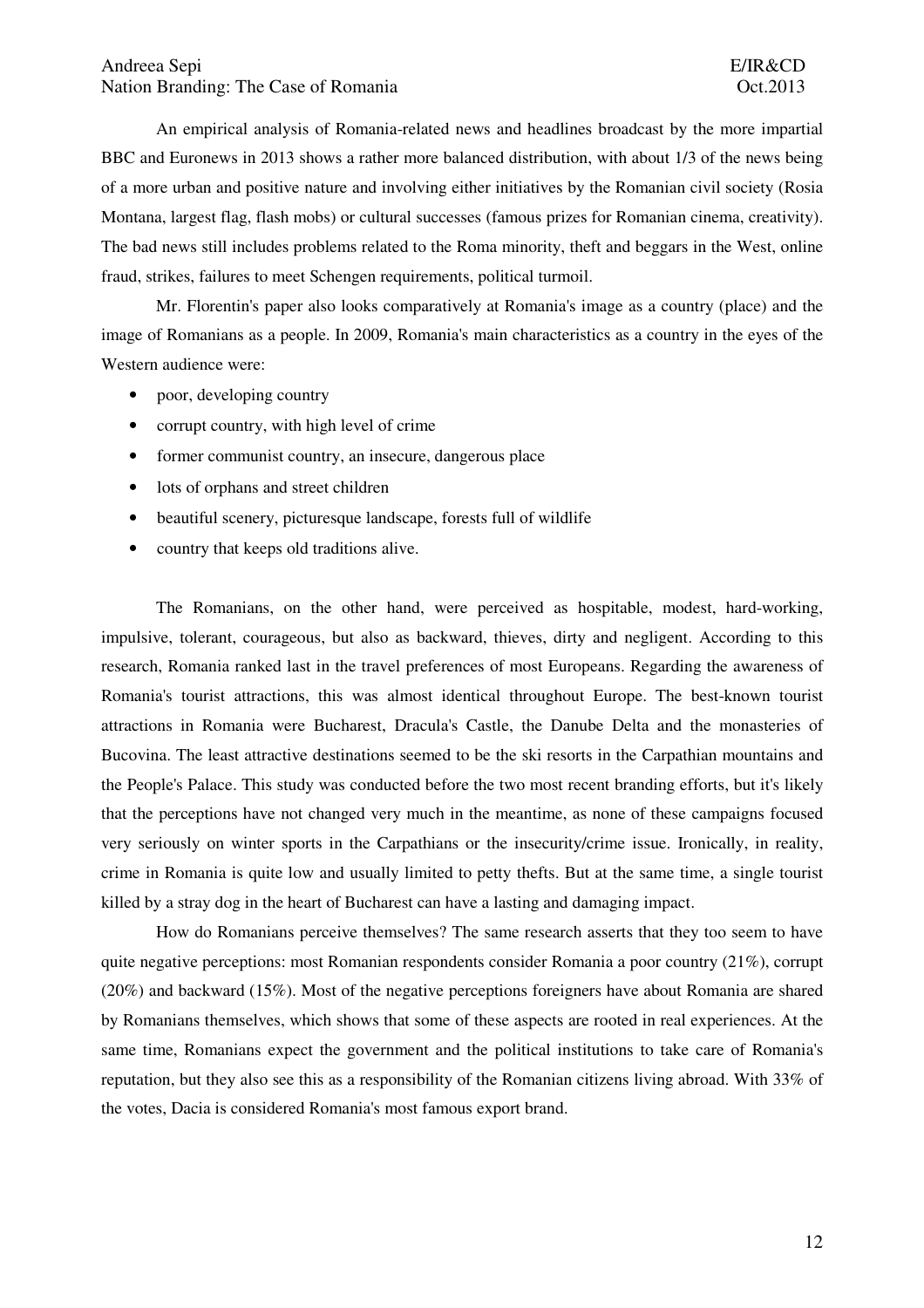An empirical analysis of Romania-related news and headlines broadcast by the more impartial BBC and Euronews in 2013 shows a rather more balanced distribution, with about 1/3 of the news being of a more urban and positive nature and involving either initiatives by the Romanian civil society (Rosia Montana, largest flag, flash mobs) or cultural successes (famous prizes for Romanian cinema, creativity). The bad news still includes problems related to the Roma minority, theft and beggars in the West, online fraud, strikes, failures to meet Schengen requirements, political turmoil.

Mr. Florentin's paper also looks comparatively at Romania's image as a country (place) and the image of Romanians as a people. In 2009, Romania's main characteristics as a country in the eyes of the Western audience were:

- poor, developing country
- corrupt country, with high level of crime
- former communist country, an insecure, dangerous place
- lots of orphans and street children
- beautiful scenery, picturesque landscape, forests full of wildlife
- country that keeps old traditions alive.

The Romanians, on the other hand, were perceived as hospitable, modest, hard-working, impulsive, tolerant, courageous, but also as backward, thieves, dirty and negligent. According to this research, Romania ranked last in the travel preferences of most Europeans. Regarding the awareness of Romania's tourist attractions, this was almost identical throughout Europe. The best-known tourist attractions in Romania were Bucharest, Dracula's Castle, the Danube Delta and the monasteries of Bucovina. The least attractive destinations seemed to be the ski resorts in the Carpathian mountains and the People's Palace. This study was conducted before the two most recent branding efforts, but it's likely that the perceptions have not changed very much in the meantime, as none of these campaigns focused very seriously on winter sports in the Carpathians or the insecurity/crime issue. Ironically, in reality, crime in Romania is quite low and usually limited to petty thefts. But at the same time, a single tourist killed by a stray dog in the heart of Bucharest can have a lasting and damaging impact.

How do Romanians perceive themselves? The same research asserts that they too seem to have quite negative perceptions: most Romanian respondents consider Romania a poor country (21%), corrupt (20%) and backward (15%). Most of the negative perceptions foreigners have about Romania are shared by Romanians themselves, which shows that some of these aspects are rooted in real experiences. At the same time, Romanians expect the government and the political institutions to take care of Romania's reputation, but they also see this as a responsibility of the Romanian citizens living abroad. With 33% of the votes, Dacia is considered Romania's most famous export brand.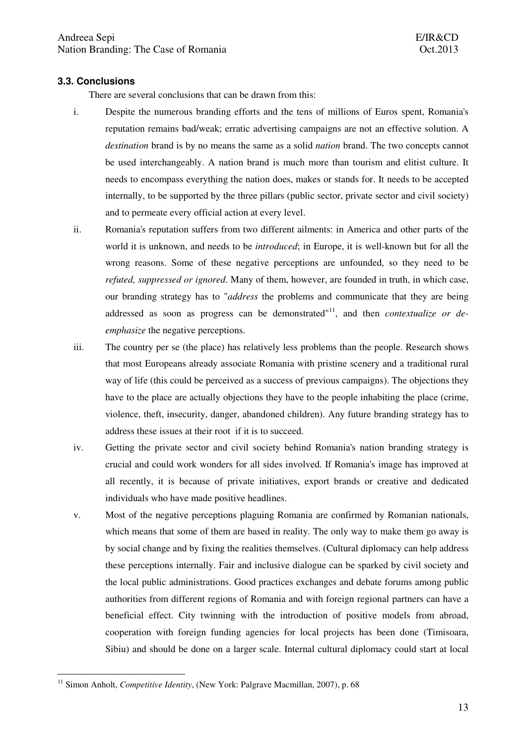### 3.3. Conclusions

There are several conclusions that can be drawn from this:

i. Despite the numerous branding efforts and the tens of millions of Euros spent, Romania's reputation remains bad/weak; erratic advertising campaigns are not an effective solution. A *destination* brand is by no means the same as a solid *nation* brand. The two concepts cannot be used interchangeably. A nation brand is much more than tourism and elitist culture. It needs to encompass everything the nation does, makes or stands for. It needs to be accepted internally, to be supported by the three pillars (public sector, private sector and civil society) and to permeate every official action at every level.

ii. Romania's reputation suffers from two different ailments: in America and other parts of the world it is unknown, and needs to be *introduced*; in Europe, it is well-known but for all the wrong reasons. Some of these negative perceptions are unfounded, so they need to be *refuted, suppressed or ignored*. Many of them, however, are founded in truth, in which case, our branding strategy has to "*address* the problems and communicate that they are being addressed as soon as progress can be demonstrated"[11], and then *contextualize or de-emphasize* the negative perceptions.

iii. The country per se (the place) has relatively less problems than the people. Research shows that most Europeans already associate Romania with pristine scenery and a traditional rural way of life (this could be perceived as a success of previous campaigns). The objections they have to the place are actually objections they have to the people inhabiting the place (crime, violence, theft, insecurity, danger, abandoned children). Any future branding strategy has to address these issues at their root if it is to succeed.

iv. Getting the private sector and civil society behind Romania's nation branding strategy is crucial and could work wonders for all sides involved. If Romania's image has improved at all recently, it is because of private initiatives, export brands or creative and dedicated individuals who have made positive headlines.

v. Most of the negative perceptions plaguing Romania are confirmed by Romanian nationals, which means that some of them are based in reality. The only way to make them go away is by social change and by fixing the realities themselves. (Cultural diplomacy can help address these perceptions internally. Fair and inclusive dialogue can be sparked by civil society and the local public administrations. Good practices exchanges and debate forums among public authorities from different regions of Romania and with foreign regional partners can have a beneficial effect. City twinning with the introduction of positive models from abroad, cooperation with foreign funding agencies for local projects has been done (Timisoara, Sibiu) and should be done on a larger scale. Internal cultural diplomacy could start at local

[11] Simon Anholt, *Competitive Identity*, (New York: Palgrave Macmillan, 2007), p. 68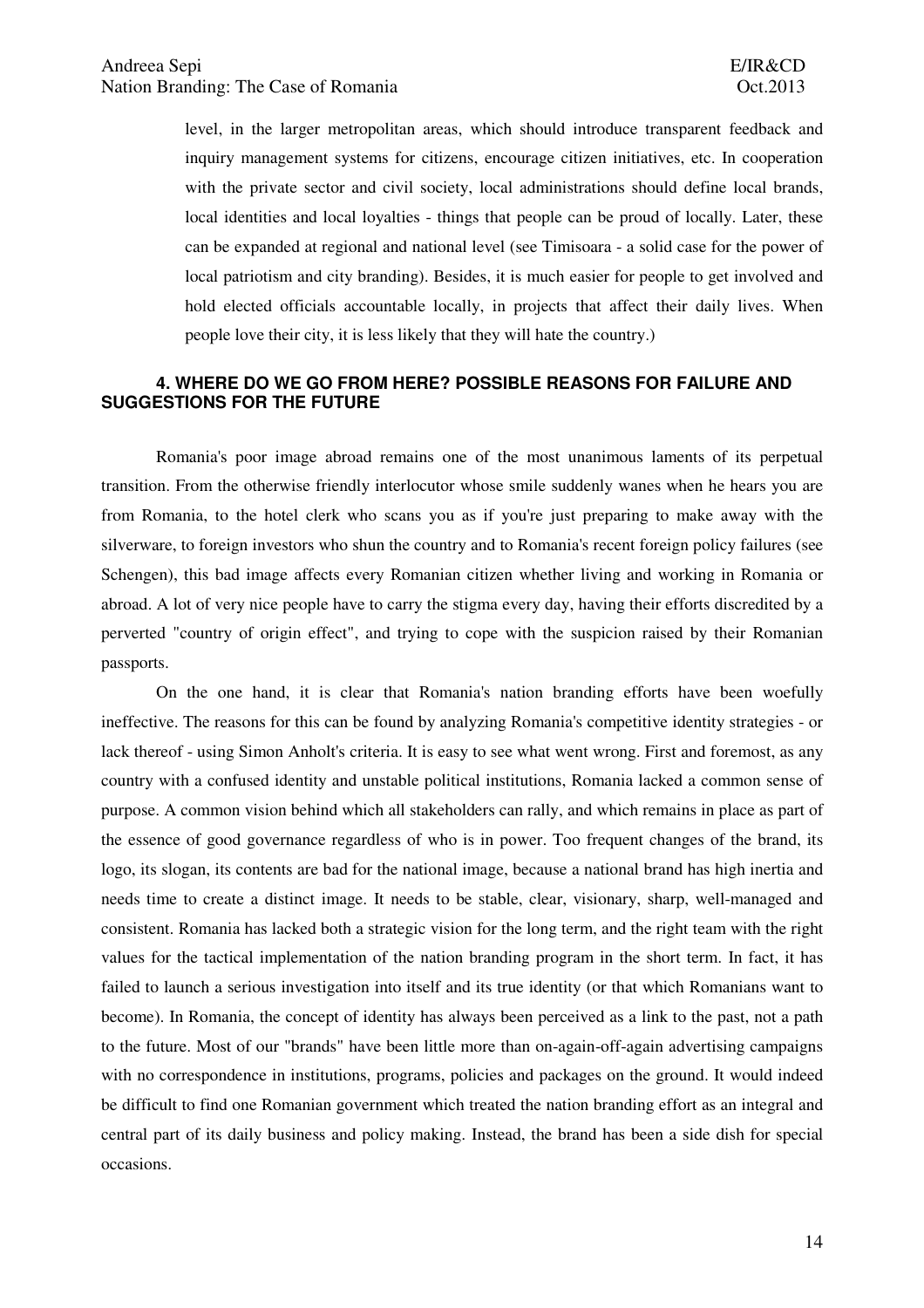level, in the larger metropolitan areas, which should introduce transparent feedback and inquiry management systems for citizens, encourage citizen initiatives, etc. In cooperation with the private sector and civil society, local administrations should define local brands, local identities and local loyalties - things that people can be proud of locally. Later, these can be expanded at regional and national level (see Timisoara - a solid case for the power of local patriotism and city branding). Besides, it is much easier for people to get involved and hold elected officials accountable locally, in projects that affect their daily lives. When people love their city, it is less likely that they will hate the country.)

## 4. WHERE DO WE GO FROM HERE? POSSIBLE REASONS FOR FAILURE AND SUGGESTIONS FOR THE FUTURE

Romania's poor image abroad remains one of the most unanimous laments of its perpetual transition. From the otherwise friendly interlocutor whose smile suddenly wanes when he hears you are from Romania, to the hotel clerk who scans you as if you're just preparing to make away with the silverware, to foreign investors who shun the country and to Romania's recent foreign policy failures (see Schengen), this bad image affects every Romanian citizen whether living and working in Romania or abroad. A lot of very nice people have to carry the stigma every day, having their efforts discredited by a perverted "country of origin effect", and trying to cope with the suspicion raised by their Romanian passports.

On the one hand, it is clear that Romania's nation branding efforts have been woefully ineffective. The reasons for this can be found by analyzing Romania's competitive identity strategies - or lack thereof - using Simon Anholt's criteria. It is easy to see what went wrong. First and foremost, as any country with a confused identity and unstable political institutions, Romania lacked a common sense of purpose. A common vision behind which all stakeholders can rally, and which remains in place as part of the essence of good governance regardless of who is in power. Too frequent changes of the brand, its logo, its slogan, its contents are bad for the national image, because a national brand has high inertia and needs time to create a distinct image. It needs to be stable, clear, visionary, sharp, well-managed and consistent. Romania has lacked both a strategic vision for the long term, and the right team with the right values for the tactical implementation of the nation branding program in the short term. In fact, it has failed to launch a serious investigation into itself and its true identity (or that which Romanians want to become). In Romania, the concept of identity has always been perceived as a link to the past, not a path to the future. Most of our "brands" have been little more than on-again-off-again advertising campaigns with no correspondence in institutions, programs, policies and packages on the ground. It would indeed be difficult to find one Romanian government which treated the nation branding effort as an integral and central part of its daily business and policy making. Instead, the brand has been a side dish for special occasions.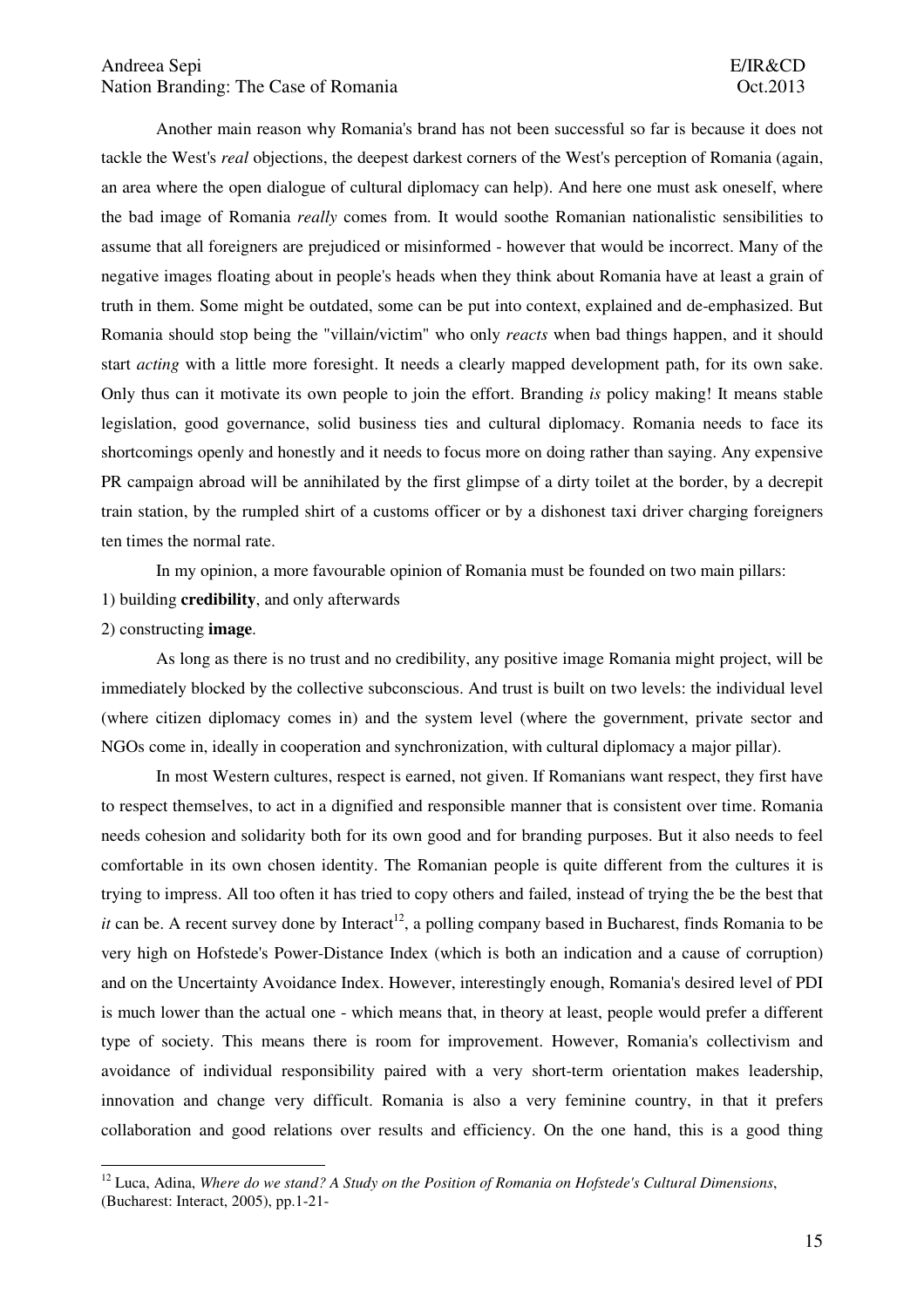Another main reason why Romania's brand has not been successful so far is because it does not tackle the West's *real* objections, the deepest darkest corners of the West's perception of Romania (again, an area where the open dialogue of cultural diplomacy can help). And here one must ask oneself, where the bad image of Romania *really* comes from. It would soothe Romanian nationalistic sensibilities to assume that all foreigners are prejudiced or misinformed - however that would be incorrect. Many of the negative images floating about in people's heads when they think about Romania have at least a grain of truth in them. Some might be outdated, some can be put into context, explained and de-emphasized. But Romania should stop being the "villain/victim" who only *reacts* when bad things happen, and it should start *acting* with a little more foresight. It needs a clearly mapped development path, for its own sake. Only thus can it motivate its own people to join the effort. Branding *is* policy making! It means stable legislation, good governance, solid business ties and cultural diplomacy. Romania needs to face its shortcomings openly and honestly and it needs to focus more on doing rather than saying. Any expensive PR campaign abroad will be annihilated by the first glimpse of a dirty toilet at the border, by a decrepit train station, by the rumpled shirt of a customs officer or by a dishonest taxi driver charging foreigners ten times the normal rate.

In my opinion, a more favourable opinion of Romania must be founded on two main pillars:

1) building **credibility**, and only afterwards
2) constructing **image**.

As long as there is no trust and no credibility, any positive image Romania might project, will be immediately blocked by the collective subconscious. And trust is built on two levels: the individual level (where citizen diplomacy comes in) and the system level (where the government, private sector and NGOs come in, ideally in cooperation and synchronization, with cultural diplomacy a major pillar).

In most Western cultures, respect is earned, not given. If Romanians want respect, they first have to respect themselves, to act in a dignified and responsible manner that is consistent over time. Romania needs cohesion and solidarity both for its own good and for branding purposes. But it also needs to feel comfortable in its own chosen identity. The Romanian people is quite different from the cultures it is trying to impress. All too often it has tried to copy others and failed, instead of trying the be the best that *it* can be. A recent survey done by Interact[12], a polling company based in Bucharest, finds Romania to be very high on Hofstede's Power-Distance Index (which is both an indication and a cause of corruption) and on the Uncertainty Avoidance Index. However, interestingly enough, Romania's desired level of PDI is much lower than the actual one - which means that, in theory at least, people would prefer a different type of society. This means there is room for improvement. However, Romania's collectivism and avoidance of individual responsibility paired with a very short-term orientation makes leadership, innovation and change very difficult. Romania is also a very feminine country, in that it prefers collaboration and good relations over results and efficiency. On the one hand, this is a good thing

---

[12] Luca, Adina, *Where do we stand? A Study on the Position of Romania on Hofstede's Cultural Dimensions*, (Bucharest: Interact, 2005), pp.1-21-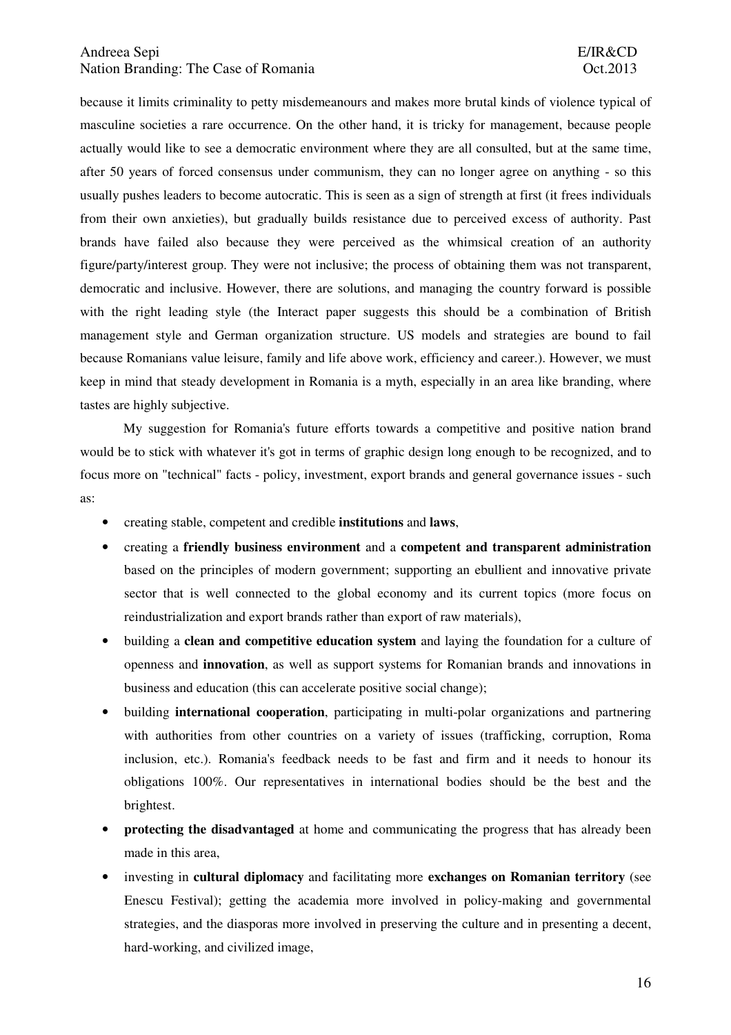because it limits criminality to petty misdemeanours and makes more brutal kinds of violence typical of masculine societies a rare occurrence. On the other hand, it is tricky for management, because people actually would like to see a democratic environment where they are all consulted, but at the same time, after 50 years of forced consensus under communism, they can no longer agree on anything - so this usually pushes leaders to become autocratic. This is seen as a sign of strength at first (it frees individuals from their own anxieties), but gradually builds resistance due to perceived excess of authority. Past brands have failed also because they were perceived as the whimsical creation of an authority figure/party/interest group. They were not inclusive; the process of obtaining them was not transparent, democratic and inclusive. However, there are solutions, and managing the country forward is possible with the right leading style (the Interact paper suggests this should be a combination of British management style and German organization structure. US models and strategies are bound to fail because Romanians value leisure, family and life above work, efficiency and career.). However, we must keep in mind that steady development in Romania is a myth, especially in an area like branding, where tastes are highly subjective.

My suggestion for Romania's future efforts towards a competitive and positive nation brand would be to stick with whatever it's got in terms of graphic design long enough to be recognized, and to focus more on "technical" facts - policy, investment, export brands and general governance issues - such as:

- creating stable, competent and credible **institutions** and **laws**,
- creating a **friendly business environment** and a **competent and transparent administration** based on the principles of modern government; supporting an ebullient and innovative private sector that is well connected to the global economy and its current topics (more focus on reindustrialization and export brands rather than export of raw materials),
- building a **clean and competitive education system** and laying the foundation for a culture of openness and **innovation**, as well as support systems for Romanian brands and innovations in business and education (this can accelerate positive social change);
- building **international cooperation**, participating in multi-polar organizations and partnering with authorities from other countries on a variety of issues (trafficking, corruption, Roma inclusion, etc.). Romania's feedback needs to be fast and firm and it needs to honour its obligations 100%. Our representatives in international bodies should be the best and the brightest.
- **protecting the disadvantaged** at home and communicating the progress that has already been made in this area,
- investing in **cultural diplomacy** and facilitating more **exchanges on Romanian territory** (see Enescu Festival); getting the academia more involved in policy-making and governmental strategies, and the diasporas more involved in preserving the culture and in presenting a decent, hard-working, and civilized image,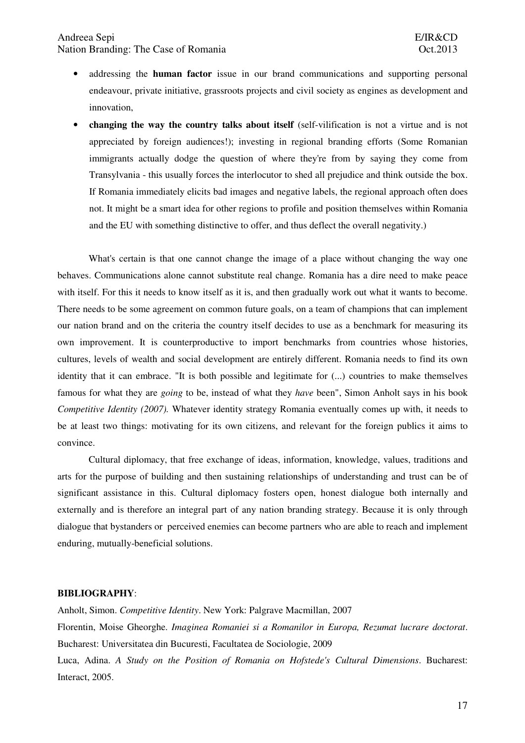- addressing the **human factor** issue in our brand communications and supporting personal endeavour, private initiative, grassroots projects and civil society as engines as development and innovation,
- **changing the way the country talks about itself** (self-vilification is not a virtue and is not appreciated by foreign audiences!); investing in regional branding efforts (Some Romanian immigrants actually dodge the question of where they're from by saying they come from Transylvania - this usually forces the interlocutor to shed all prejudice and think outside the box. If Romania immediately elicits bad images and negative labels, the regional approach often does not. It might be a smart idea for other regions to profile and position themselves within Romania and the EU with something distinctive to offer, and thus deflect the overall negativity.)

What's certain is that one cannot change the image of a place without changing the way one behaves. Communications alone cannot substitute real change. Romania has a dire need to make peace with itself. For this it needs to know itself as it is, and then gradually work out what it wants to become. There needs to be some agreement on common future goals, on a team of champions that can implement our nation brand and on the criteria the country itself decides to use as a benchmark for measuring its own improvement. It is counterproductive to import benchmarks from countries whose histories, cultures, levels of wealth and social development are entirely different. Romania needs to find its own identity that it can embrace. "It is both possible and legitimate for (...) countries to make themselves famous for what they are *going* to be, instead of what they *have* been", Simon Anholt says in his book *Competitive Identity (2007).* Whatever identity strategy Romania eventually comes up with, it needs to be at least two things: motivating for its own citizens, and relevant for the foreign publics it aims to convince.

Cultural diplomacy, that free exchange of ideas, information, knowledge, values, traditions and arts for the purpose of building and then sustaining relationships of understanding and trust can be of significant assistance in this. Cultural diplomacy fosters open, honest dialogue both internally and externally and is therefore an integral part of any nation branding strategy. Because it is only through dialogue that bystanders or perceived enemies can become partners who are able to reach and implement enduring, mutually-beneficial solutions.

**BIBLIOGRAPHY**:

Anholt, Simon. *Competitive Identity*. New York: Palgrave Macmillan, 2007

Florentin, Moise Gheorghe. *Imaginea Romaniei si a Romanilor in Europa, Rezumat lucrare doctorat*. Bucharest: Universitatea din Bucuresti, Facultatea de Sociologie, 2009

Luca, Adina. *A Study on the Position of Romania on Hofstede's Cultural Dimensions*. Bucharest: Interact, 2005.